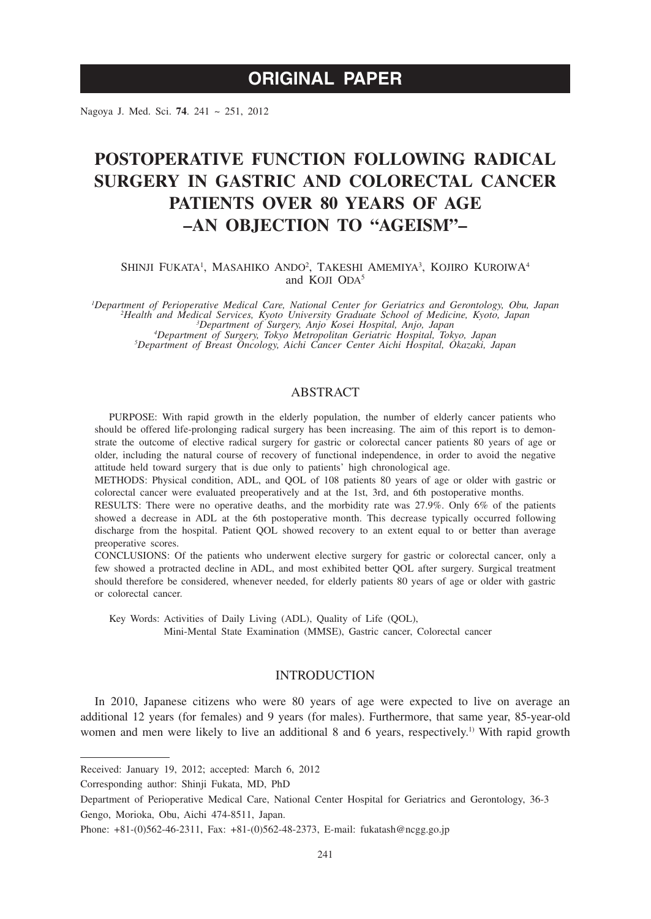# ORIGINAL PAPER

# POSTOPERATIVE FUNCTION FOLLOWING RADICAL SURGERY IN GASTRIC AND COLORECTAL CANCER PATIENTS OVER 80 YEARS OF AGE –AN OBJECTION TO "AGEISM"–

Shinji Fukata[1], Masahiko Ando[2], Takeshi Amemiya[3], Kojiro Kuroiwa[4] and Koji Oda[5]

[1]*Department of Perioperative Medical Care, National Center for Geriatrics and Gerontology, Obu, Japan*
[2]*Health and Medical Services, Kyoto University Graduate School of Medicine, Kyoto, Japan*
[3]*Department of Surgery, Anjo Kosei Hospital, Anjo, Japan*
[4]*Department of Surgery, Tokyo Metropolitan Geriatric Hospital, Tokyo, Japan*
[5]*Department of Breast Oncology, Aichi Cancer Center Aichi Hospital, Okazaki, Japan*

## ABSTRACT

PURPOSE: With rapid growth in the elderly population, the number of elderly cancer patients who should be offered life-prolonging radical surgery has been increasing. The aim of this report is to demonstrate the outcome of elective radical surgery for gastric or colorectal cancer patients 80 years of age or older, including the natural course of recovery of functional independence, in order to avoid the negative attitude held toward surgery that is due only to patients' high chronological age.

METHODS: Physical condition, ADL, and QOL of 108 patients 80 years of age or older with gastric or colorectal cancer were evaluated preoperatively and at the 1st, 3rd, and 6th postoperative months.

RESULTS: There were no operative deaths, and the morbidity rate was 27.9%. Only 6% of the patients showed a decrease in ADL at the 6th postoperative month. This decrease typically occurred following discharge from the hospital. Patient QOL showed recovery to an extent equal to or better than average preoperative scores.

CONCLUSIONS: Of the patients who underwent elective surgery for gastric or colorectal cancer, only a few showed a protracted decline in ADL, and most exhibited better QOL after surgery. Surgical treatment should therefore be considered, whenever needed, for elderly patients 80 years of age or older with gastric or colorectal cancer.

Key Words: Activities of Daily Living (ADL), Quality of Life (QOL), Mini-Mental State Examination (MMSE), Gastric cancer, Colorectal cancer

## INTRODUCTION

In 2010, Japanese citizens who were 80 years of age were expected to live on average an additional 12 years (for females) and 9 years (for males). Furthermore, that same year, 85-year-old women and men were likely to live an additional 8 and 6 years, respectively.[1)] With rapid growth

---

Received: January 19, 2012; accepted: March 6, 2012

Corresponding author: Shinji Fukata, MD, PhD

Department of Perioperative Medical Care, National Center Hospital for Geriatrics and Gerontology, 36-3 Gengo, Morioka, Obu, Aichi 474-8511, Japan.

Phone: +81-(0)562-46-2311, Fax: +81-(0)562-48-2373, E-mail: fukatash@ncgg.go.jp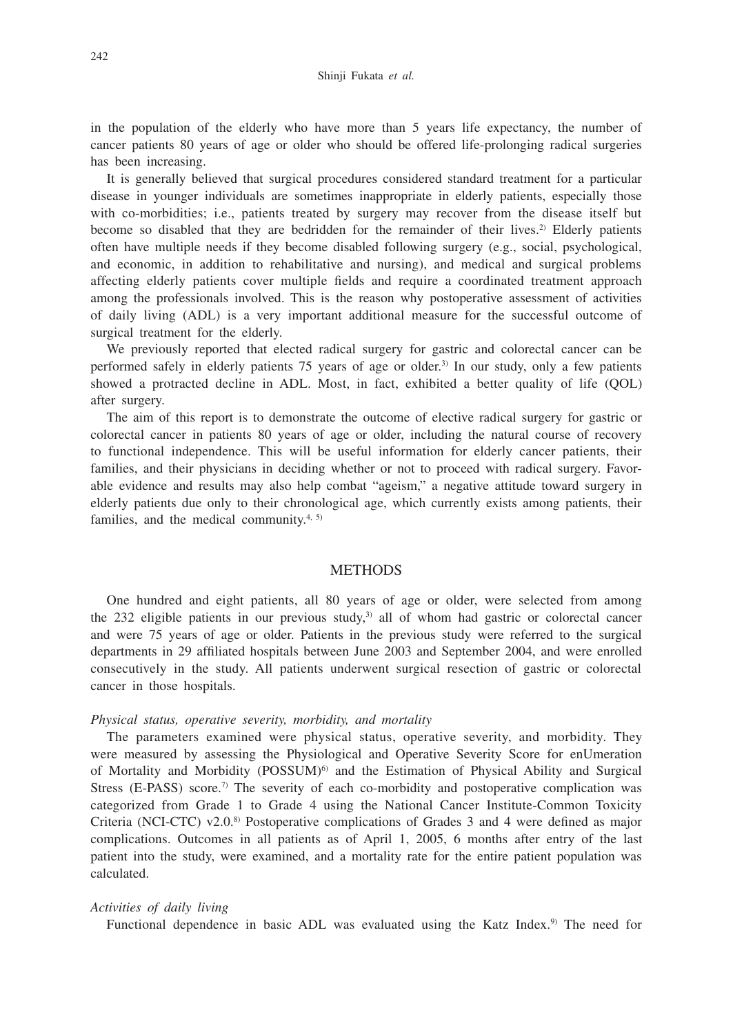in the population of the elderly who have more than 5 years life expectancy, the number of cancer patients 80 years of age or older who should be offered life-prolonging radical surgeries has been increasing.

It is generally believed that surgical procedures considered standard treatment for a particular disease in younger individuals are sometimes inappropriate in elderly patients, especially those with co-morbidities; i.e., patients treated by surgery may recover from the disease itself but become so disabled that they are bedridden for the remainder of their lives.[2] Elderly patients often have multiple needs if they become disabled following surgery (e.g., social, psychological, and economic, in addition to rehabilitative and nursing), and medical and surgical problems affecting elderly patients cover multiple fields and require a coordinated treatment approach among the professionals involved. This is the reason why postoperative assessment of activities of daily living (ADL) is a very important additional measure for the successful outcome of surgical treatment for the elderly.

We previously reported that elected radical surgery for gastric and colorectal cancer can be performed safely in elderly patients 75 years of age or older.[3] In our study, only a few patients showed a protracted decline in ADL. Most, in fact, exhibited a better quality of life (QOL) after surgery.

The aim of this report is to demonstrate the outcome of elective radical surgery for gastric or colorectal cancer in patients 80 years of age or older, including the natural course of recovery to functional independence. This will be useful information for elderly cancer patients, their families, and their physicians in deciding whether or not to proceed with radical surgery. Favorable evidence and results may also help combat "ageism," a negative attitude toward surgery in elderly patients due only to their chronological age, which currently exists among patients, their families, and the medical community.[4, 5]

## METHODS

One hundred and eight patients, all 80 years of age or older, were selected from among the 232 eligible patients in our previous study,[3] all of whom had gastric or colorectal cancer and were 75 years of age or older. Patients in the previous study were referred to the surgical departments in 29 affiliated hospitals between June 2003 and September 2004, and were enrolled consecutively in the study. All patients underwent surgical resection of gastric or colorectal cancer in those hospitals.

### *Physical status, operative severity, morbidity, and mortality*

The parameters examined were physical status, operative severity, and morbidity. They were measured by assessing the Physiological and Operative Severity Score for enUmeration of Mortality and Morbidity (POSSUM)[6] and the Estimation of Physical Ability and Surgical Stress (E-PASS) score.[7] The severity of each co-morbidity and postoperative complication was categorized from Grade 1 to Grade 4 using the National Cancer Institute-Common Toxicity Criteria (NCI-CTC) v2.0.[8] Postoperative complications of Grades 3 and 4 were defined as major complications. Outcomes in all patients as of April 1, 2005, 6 months after entry of the last patient into the study, were examined, and a mortality rate for the entire patient population was calculated.

### *Activities of daily living*

Functional dependence in basic ADL was evaluated using the Katz Index.[9] The need for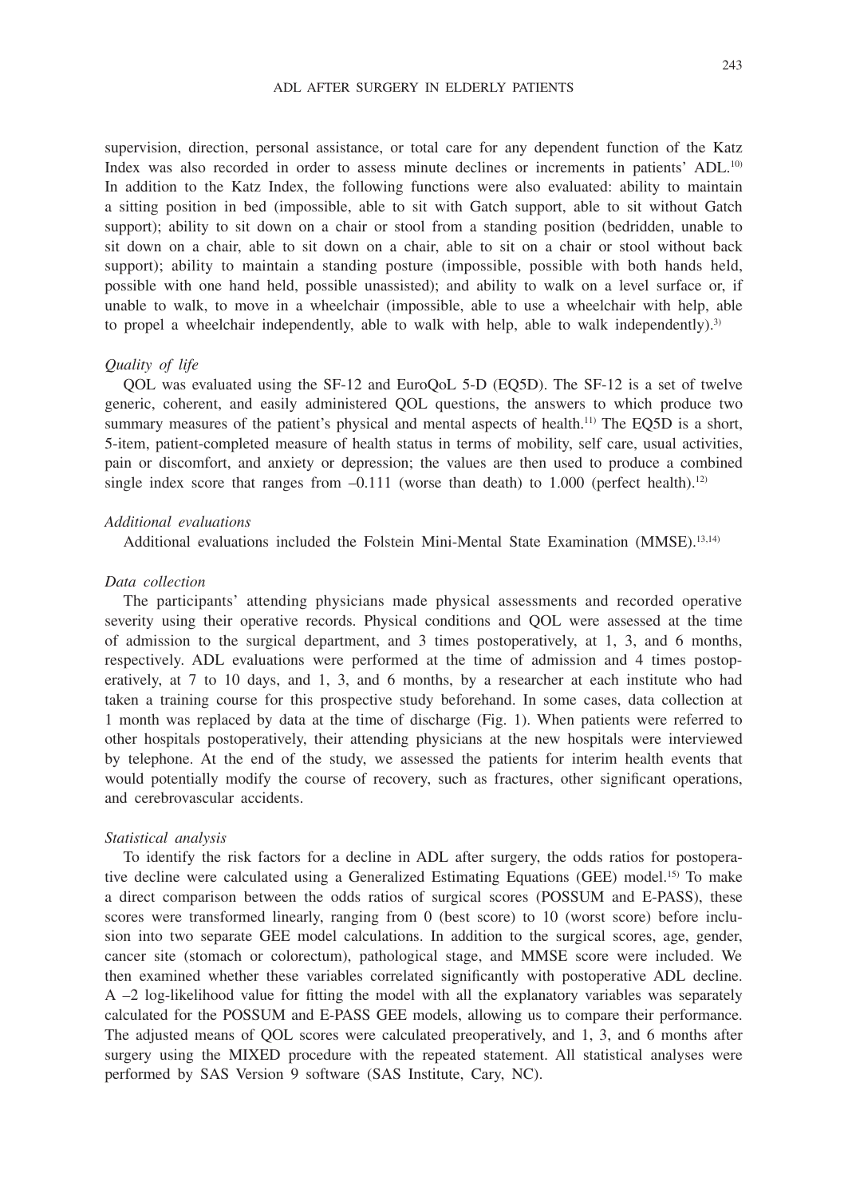supervision, direction, personal assistance, or total care for any dependent function of the Katz Index was also recorded in order to assess minute declines or increments in patients' ADL.[10] In addition to the Katz Index, the following functions were also evaluated: ability to maintain a sitting position in bed (impossible, able to sit with Gatch support, able to sit without Gatch support); ability to sit down on a chair or stool from a standing position (bedridden, unable to sit down on a chair, able to sit down on a chair, able to sit on a chair or stool without back support); ability to maintain a standing posture (impossible, possible with both hands held, possible with one hand held, possible unassisted); and ability to walk on a level surface or, if unable to walk, to move in a wheelchair (impossible, able to use a wheelchair with help, able to propel a wheelchair independently, able to walk with help, able to walk independently).[3]

### *Quality of life*

QOL was evaluated using the SF-12 and EuroQoL 5-D (EQ5D). The SF-12 is a set of twelve generic, coherent, and easily administered QOL questions, the answers to which produce two summary measures of the patient's physical and mental aspects of health.[11] The EQ5D is a short, 5-item, patient-completed measure of health status in terms of mobility, self care, usual activities, pain or discomfort, and anxiety or depression; the values are then used to produce a combined single index score that ranges from –0.111 (worse than death) to 1.000 (perfect health).[12]

### *Additional evaluations*

Additional evaluations included the Folstein Mini-Mental State Examination (MMSE).[13,14]

### *Data collection*

The participants' attending physicians made physical assessments and recorded operative severity using their operative records. Physical conditions and QOL were assessed at the time of admission to the surgical department, and 3 times postoperatively, at 1, 3, and 6 months, respectively. ADL evaluations were performed at the time of admission and 4 times postoperatively, at 7 to 10 days, and 1, 3, and 6 months, by a researcher at each institute who had taken a training course for this prospective study beforehand. In some cases, data collection at 1 month was replaced by data at the time of discharge (Fig. 1). When patients were referred to other hospitals postoperatively, their attending physicians at the new hospitals were interviewed by telephone. At the end of the study, we assessed the patients for interim health events that would potentially modify the course of recovery, such as fractures, other significant operations, and cerebrovascular accidents.

### *Statistical analysis*

To identify the risk factors for a decline in ADL after surgery, the odds ratios for postoperative decline were calculated using a Generalized Estimating Equations (GEE) model.[15] To make a direct comparison between the odds ratios of surgical scores (POSSUM and E-PASS), these scores were transformed linearly, ranging from 0 (best score) to 10 (worst score) before inclusion into two separate GEE model calculations. In addition to the surgical scores, age, gender, cancer site (stomach or colorectum), pathological stage, and MMSE score were included. We then examined whether these variables correlated significantly with postoperative ADL decline. A –2 log-likelihood value for fitting the model with all the explanatory variables was separately calculated for the POSSUM and E-PASS GEE models, allowing us to compare their performance. The adjusted means of QOL scores were calculated preoperatively, and 1, 3, and 6 months after surgery using the MIXED procedure with the repeated statement. All statistical analyses were performed by SAS Version 9 software (SAS Institute, Cary, NC).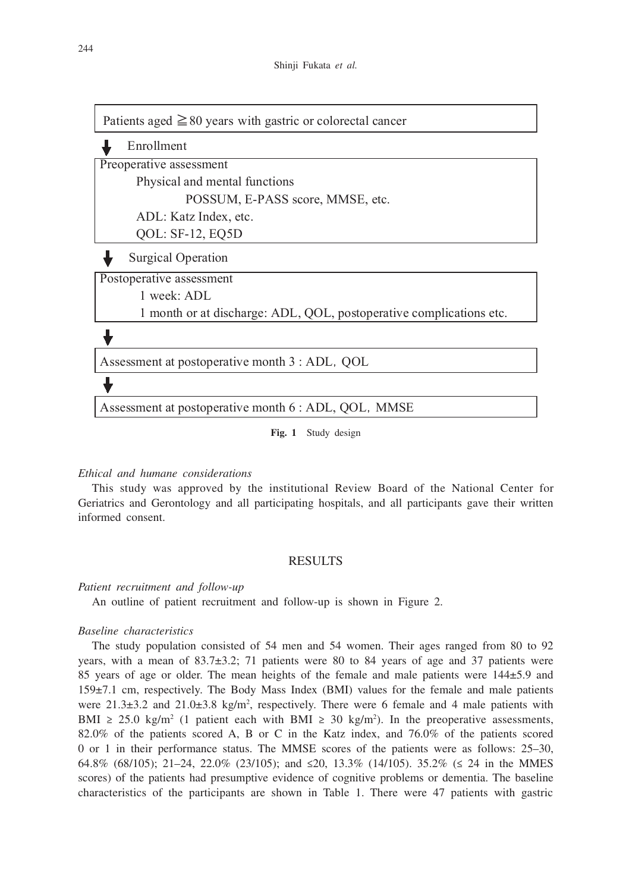Patients aged ≧80 years with gastric or colorectal cancer

↓ Enrollment

Preoperative assessment
- Physical and mental functions
  - POSSUM, E-PASS score, MMSE, etc.
- ADL: Katz Index, etc.
- QOL: SF-12, EQ5D

↓ Surgical Operation

Postoperative assessment
- 1 week: ADL
- 1 month or at discharge: ADL, QOL, postoperative complications etc.

↓

Assessment at postoperative month 3 : ADL, QOL

↓

Assessment at postoperative month 6 : ADL, QOL, MMSE

**Fig. 1** Study design

*Ethical and humane considerations*

This study was approved by the institutional Review Board of the National Center for Geriatrics and Gerontology and all participating hospitals, and all participants gave their written informed consent.

## RESULTS

*Patient recruitment and follow-up*

An outline of patient recruitment and follow-up is shown in Figure 2.

*Baseline characteristics*

The study population consisted of 54 men and 54 women. Their ages ranged from 80 to 92 years, with a mean of 83.7±3.2; 71 patients were 80 to 84 years of age and 37 patients were 85 years of age or older. The mean heights of the female and male patients were 144±5.9 and 159±7.1 cm, respectively. The Body Mass Index (BMI) values for the female and male patients were 21.3±3.2 and 21.0±3.8 kg/m$^2$, respectively. There were 6 female and 4 male patients with BMI ≥ 25.0 kg/m$^2$ (1 patient each with BMI ≥ 30 kg/m$^2$). In the preoperative assessments, 82.0% of the patients scored A, B or C in the Katz index, and 76.0% of the patients scored 0 or 1 in their performance status. The MMSE scores of the patients were as follows: 25–30, 64.8% (68/105); 21–24, 22.0% (23/105); and ≤20, 13.3% (14/105). 35.2% (≤ 24 in the MMES scores) of the patients had presumptive evidence of cognitive problems or dementia. The baseline characteristics of the participants are shown in Table 1. There were 47 patients with gastric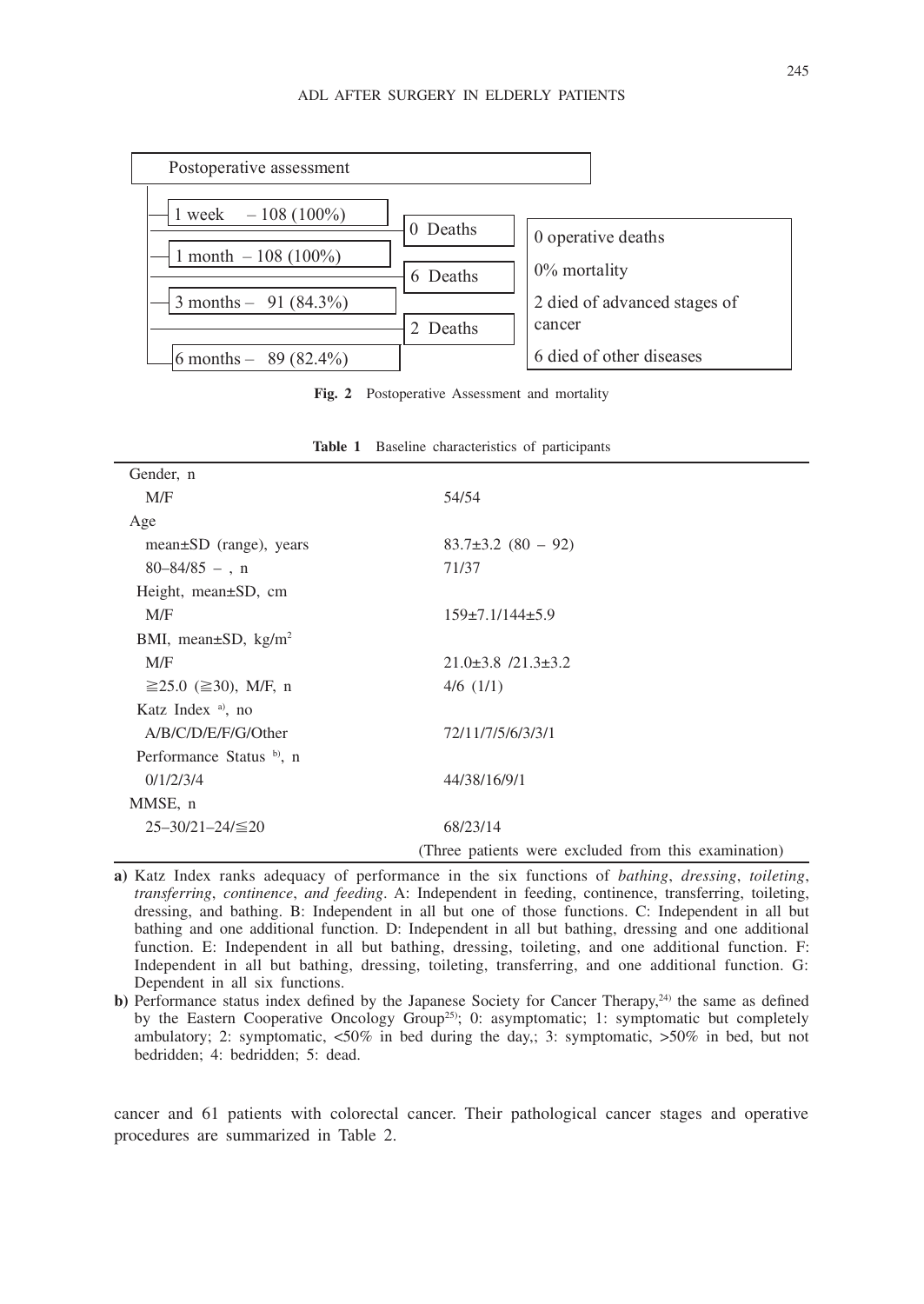Postoperative assessment

- 1 week – 108 (100%)
- 0 Deaths
- 1 month – 108 (100%)
- 6 Deaths
- 3 months – 91 (84.3%)
- 2 Deaths
- 6 months – 89 (82.4%)

0 operative deaths

0% mortality

2 died of advanced stages of cancer

6 died of other diseases

**Fig. 2** Postoperative Assessment and mortality

**Table 1** Baseline characteristics of participants

| | |
|---|---|
| Gender, n | |
| M/F | 54/54 |
| Age | |
| mean±SD (range), years | 83.7±3.2 (80 – 92) |
| 80–84/85 – , n | 71/37 |
| Height, mean±SD, cm | |
| M/F | 159±7.1/144±5.9 |
| BMI, mean±SD, kg/m² | |
| M/F | 21.0±3.8 /21.3±3.2 |
| ≧25.0 (≧30), M/F, n | 4/6 (1/1) |
| Katz Index [a], no | |
| A/B/C/D/E/F/G/Other | 72/11/7/5/6/3/3/1 |
| Performance Status [b], n | |
| 0/1/2/3/4 | 44/38/16/9/1 |
| MMSE, n | |
| 25–30/21–24/≦20 | 68/23/14 |
| | (Three patients were excluded from this examination) |

**a)** Katz Index ranks adequacy of performance in the six functions of *bathing*, *dressing*, *toileting*, *transferring*, *continence*, *and feeding*. A: Independent in feeding, continence, transferring, toileting, dressing, and bathing. B: Independent in all but one of those functions. C: Independent in all but bathing and one additional function. D: Independent in all but bathing, dressing and one additional function. E: Independent in all but bathing, dressing, toileting, and one additional function. F: Independent in all but bathing, dressing, toileting, transferring, and one additional function. G: Dependent in all six functions.

**b)** Performance status index defined by the Japanese Society for Cancer Therapy,[24] the same as defined by the Eastern Cooperative Oncology Group[25]; 0: asymptomatic; 1: symptomatic but completely ambulatory; 2: symptomatic, <50% in bed during the day,; 3: symptomatic, >50% in bed, but not bedridden; 4: bedridden; 5: dead.

cancer and 61 patients with colorectal cancer. Their pathological cancer stages and operative procedures are summarized in Table 2.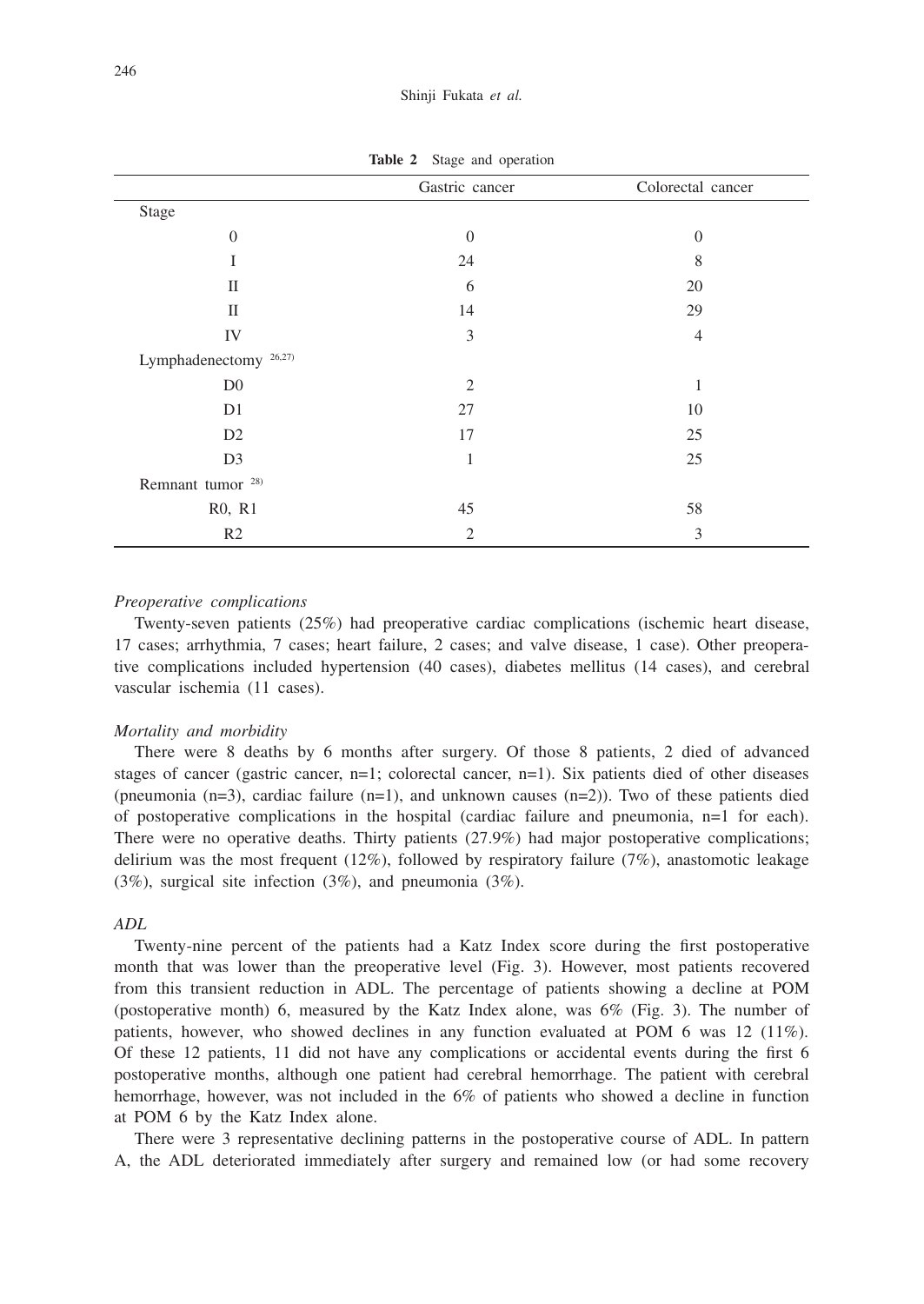**Table 2** Stage and operation

| | Gastric cancer | Colorectal cancer |
|---|---|---|
| Stage | | |
| 0 | 0 | 0 |
| I | 24 | 8 |
| II | 6 | 20 |
| II | 14 | 29 |
| IV | 3 | 4 |
| Lymphadenectomy [26,27] | | |
| D0 | 2 | 1 |
| D1 | 27 | 10 |
| D2 | 17 | 25 |
| D3 | 1 | 25 |
| Remnant tumor [28] | | |
| R0, R1 | 45 | 58 |
| R2 | 2 | 3 |

*Preoperative complications*

Twenty-seven patients (25%) had preoperative cardiac complications (ischemic heart disease, 17 cases; arrhythmia, 7 cases; heart failure, 2 cases; and valve disease, 1 case). Other preoperative complications included hypertension (40 cases), diabetes mellitus (14 cases), and cerebral vascular ischemia (11 cases).

*Mortality and morbidity*

There were 8 deaths by 6 months after surgery. Of those 8 patients, 2 died of advanced stages of cancer (gastric cancer, n=1; colorectal cancer, n=1). Six patients died of other diseases (pneumonia (n=3), cardiac failure (n=1), and unknown causes (n=2)). Two of these patients died of postoperative complications in the hospital (cardiac failure and pneumonia, n=1 for each). There were no operative deaths. Thirty patients (27.9%) had major postoperative complications; delirium was the most frequent (12%), followed by respiratory failure (7%), anastomotic leakage (3%), surgical site infection (3%), and pneumonia (3%).

*ADL*

Twenty-nine percent of the patients had a Katz Index score during the first postoperative month that was lower than the preoperative level (Fig. 3). However, most patients recovered from this transient reduction in ADL. The percentage of patients showing a decline at POM (postoperative month) 6, measured by the Katz Index alone, was 6% (Fig. 3). The number of patients, however, who showed declines in any function evaluated at POM 6 was 12 (11%). Of these 12 patients, 11 did not have any complications or accidental events during the first 6 postoperative months, although one patient had cerebral hemorrhage. The patient with cerebral hemorrhage, however, was not included in the 6% of patients who showed a decline in function at POM 6 by the Katz Index alone.

There were 3 representative declining patterns in the postoperative course of ADL. In pattern A, the ADL deteriorated immediately after surgery and remained low (or had some recovery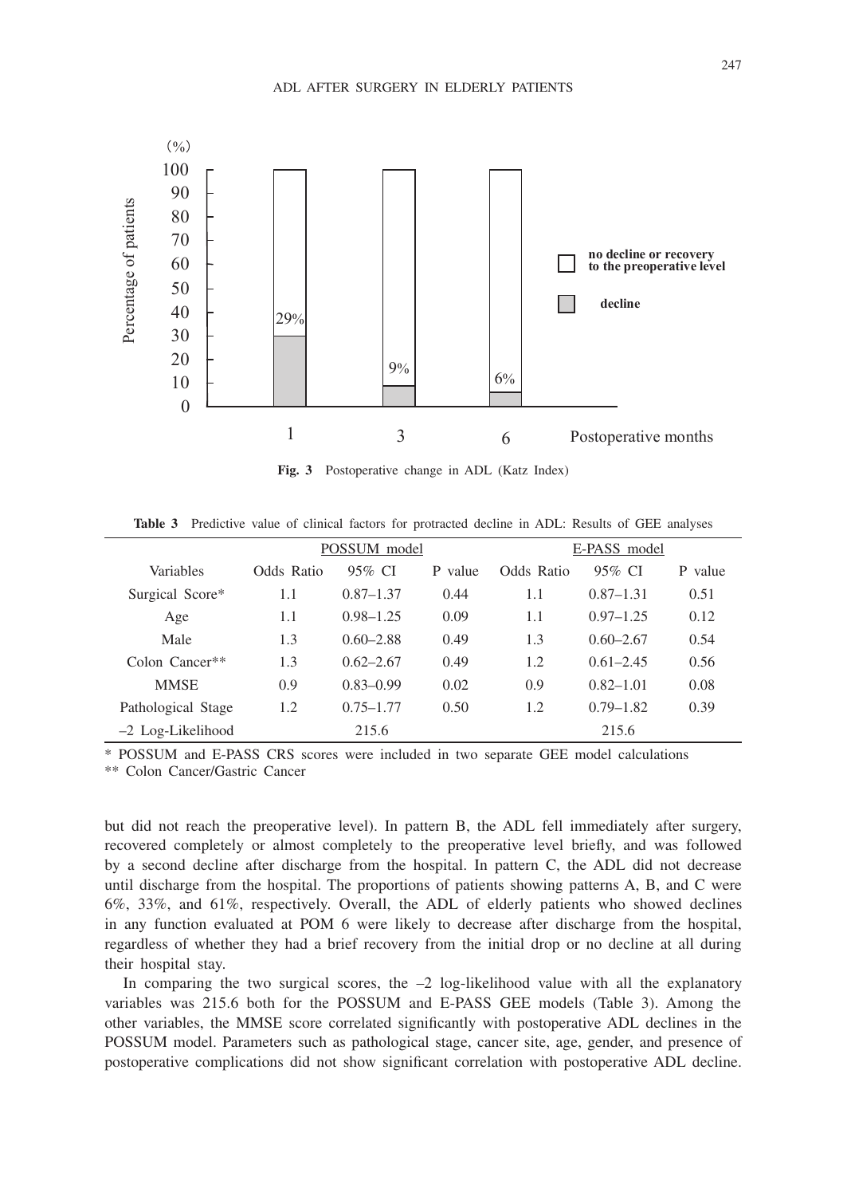Fig. 3 Postoperative change in ADL (Katz Index)

**Table 3** Predictive value of clinical factors for protracted decline in ADL: Results of GEE analyses

| Variables | POSSUM model | | | E-PASS model | | |
|---|---|---|---|---|---|---|
| | Odds Ratio | 95% CI | P value | Odds Ratio | 95% CI | P value |
| Surgical Score* | 1.1 | 0.87–1.37 | 0.44 | 1.1 | 0.87–1.31 | 0.51 |
| Age | 1.1 | 0.98–1.25 | 0.09 | 1.1 | 0.97–1.25 | 0.12 |
| Male | 1.3 | 0.60–2.88 | 0.49 | 1.3 | 0.60–2.67 | 0.54 |
| Colon Cancer** | 1.3 | 0.62–2.67 | 0.49 | 1.2 | 0.61–2.45 | 0.56 |
| MMSE | 0.9 | 0.83–0.99 | 0.02 | 0.9 | 0.82–1.01 | 0.08 |
| Pathological Stage | 1.2 | 0.75–1.77 | 0.50 | 1.2 | 0.79–1.82 | 0.39 |
| –2 Log-Likelihood | | 215.6 | | | 215.6 | |

* POSSUM and E-PASS CRS scores were included in two separate GEE model calculations
** Colon Cancer/Gastric Cancer

but did not reach the preoperative level). In pattern B, the ADL fell immediately after surgery, recovered completely or almost completely to the preoperative level briefly, and was followed by a second decline after discharge from the hospital. In pattern C, the ADL did not decrease until discharge from the hospital. The proportions of patients showing patterns A, B, and C were 6%, 33%, and 61%, respectively. Overall, the ADL of elderly patients who showed declines in any function evaluated at POM 6 were likely to decrease after discharge from the hospital, regardless of whether they had a brief recovery from the initial drop or no decline at all during their hospital stay.

In comparing the two surgical scores, the –2 log-likelihood value with all the explanatory variables was 215.6 both for the POSSUM and E-PASS GEE models (Table 3). Among the other variables, the MMSE score correlated significantly with postoperative ADL declines in the POSSUM model. Parameters such as pathological stage, cancer site, age, gender, and presence of postoperative complications did not show significant correlation with postoperative ADL decline.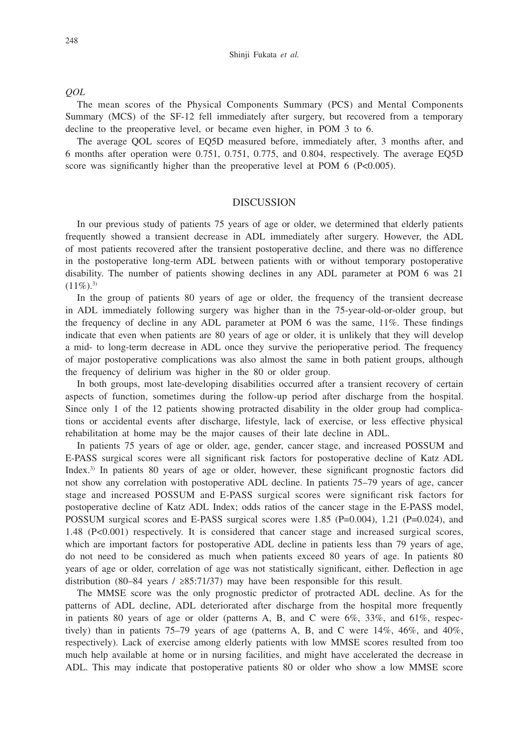*QOL*

The mean scores of the Physical Components Summary (PCS) and Mental Components Summary (MCS) of the SF-12 fell immediately after surgery, but recovered from a temporary decline to the preoperative level, or became even higher, in POM 3 to 6.

The average QOL scores of EQ5D measured before, immediately after, 3 months after, and 6 months after operation were 0.751, 0.751, 0.775, and 0.804, respectively. The average EQ5D score was significantly higher than the preoperative level at POM 6 ($P<0.005$).

## DISCUSSION

In our previous study of patients 75 years of age or older, we determined that elderly patients frequently showed a transient decrease in ADL immediately after surgery. However, the ADL of most patients recovered after the transient postoperative decline, and there was no difference in the postoperative long-term ADL between patients with or without temporary postoperative disability. The number of patients showing declines in any ADL parameter at POM 6 was 21 (11%).[3)]

In the group of patients 80 years of age or older, the frequency of the transient decrease in ADL immediately following surgery was higher than in the 75-year-old-or-older group, but the frequency of decline in any ADL parameter at POM 6 was the same, 11%. These findings indicate that even when patients are 80 years of age or older, it is unlikely that they will develop a mid- to long-term decrease in ADL once they survive the perioperative period. The frequency of major postoperative complications was also almost the same in both patient groups, although the frequency of delirium was higher in the 80 or older group.

In both groups, most late-developing disabilities occurred after a transient recovery of certain aspects of function, sometimes during the follow-up period after discharge from the hospital. Since only 1 of the 12 patients showing protracted disability in the older group had complications or accidental events after discharge, lifestyle, lack of exercise, or less effective physical rehabilitation at home may be the major causes of their late decline in ADL.

In patients 75 years of age or older, age, gender, cancer stage, and increased POSSUM and E-PASS surgical scores were all significant risk factors for postoperative decline of Katz ADL Index.[3)] In patients 80 years of age or older, however, these significant prognostic factors did not show any correlation with postoperative ADL decline. In patients 75–79 years of age, cancer stage and increased POSSUM and E-PASS surgical scores were significant risk factors for postoperative decline of Katz ADL Index; odds ratios of the cancer stage in the E-PASS model, POSSUM surgical scores and E-PASS surgical scores were 1.85 ($P=0.004$), 1.21 ($P=0.024$), and 1.48 ($P<0.001$) respectively. It is considered that cancer stage and increased surgical scores, which are important factors for postoperative ADL decline in patients less than 79 years of age, do not need to be considered as much when patients exceed 80 years of age. In patients 80 years of age or older, correlation of age was not statistically significant, either. Deflection in age distribution (80–84 years / ≥85:71/37) may have been responsible for this result.

The MMSE score was the only prognostic predictor of protracted ADL decline. As for the patterns of ADL decline, ADL deteriorated after discharge from the hospital more frequently in patients 80 years of age or older (patterns A, B, and C were 6%, 33%, and 61%, respectively) than in patients 75–79 years of age (patterns A, B, and C were 14%, 46%, and 40%, respectively). Lack of exercise among elderly patients with low MMSE scores resulted from too much help available at home or in nursing facilities, and might have accelerated the decrease in ADL. This may indicate that postoperative patients 80 or older who show a low MMSE score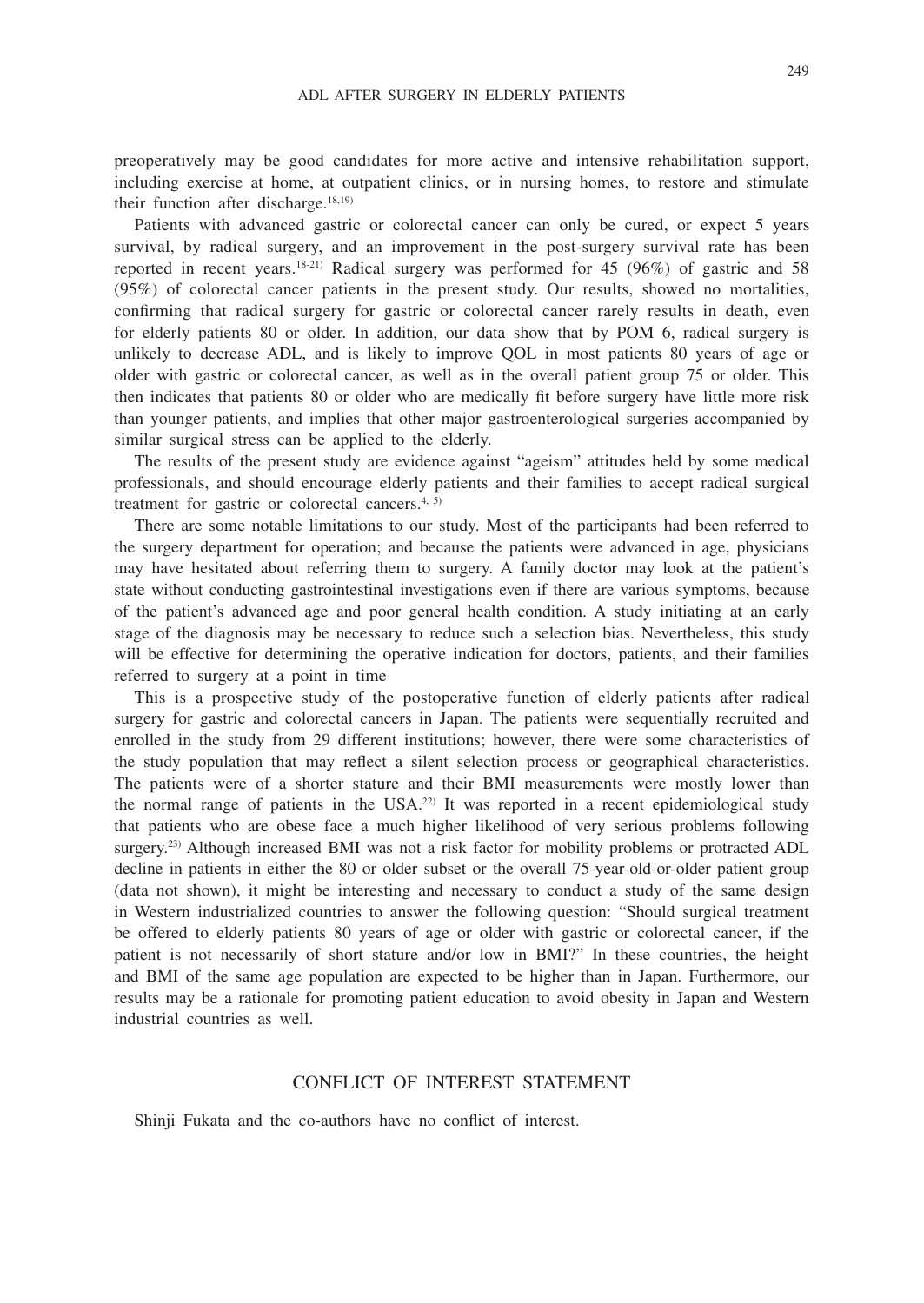preoperatively may be good candidates for more active and intensive rehabilitation support, including exercise at home, at outpatient clinics, or in nursing homes, to restore and stimulate their function after discharge.[18,19]

Patients with advanced gastric or colorectal cancer can only be cured, or expect 5 years survival, by radical surgery, and an improvement in the post-surgery survival rate has been reported in recent years.[18-21] Radical surgery was performed for 45 (96%) of gastric and 58 (95%) of colorectal cancer patients in the present study. Our results, showed no mortalities, confirming that radical surgery for gastric or colorectal cancer rarely results in death, even for elderly patients 80 or older. In addition, our data show that by POM 6, radical surgery is unlikely to decrease ADL, and is likely to improve QOL in most patients 80 years of age or older with gastric or colorectal cancer, as well as in the overall patient group 75 or older. This then indicates that patients 80 or older who are medically fit before surgery have little more risk than younger patients, and implies that other major gastroenterological surgeries accompanied by similar surgical stress can be applied to the elderly.

The results of the present study are evidence against "ageism" attitudes held by some medical professionals, and should encourage elderly patients and their families to accept radical surgical treatment for gastric or colorectal cancers.[4, 5]

There are some notable limitations to our study. Most of the participants had been referred to the surgery department for operation; and because the patients were advanced in age, physicians may have hesitated about referring them to surgery. A family doctor may look at the patient's state without conducting gastrointestinal investigations even if there are various symptoms, because of the patient's advanced age and poor general health condition. A study initiating at an early stage of the diagnosis may be necessary to reduce such a selection bias. Nevertheless, this study will be effective for determining the operative indication for doctors, patients, and their families referred to surgery at a point in time

This is a prospective study of the postoperative function of elderly patients after radical surgery for gastric and colorectal cancers in Japan. The patients were sequentially recruited and enrolled in the study from 29 different institutions; however, there were some characteristics of the study population that may reflect a silent selection process or geographical characteristics. The patients were of a shorter stature and their BMI measurements were mostly lower than the normal range of patients in the USA.[22] It was reported in a recent epidemiological study that patients who are obese face a much higher likelihood of very serious problems following surgery.[23] Although increased BMI was not a risk factor for mobility problems or protracted ADL decline in patients in either the 80 or older subset or the overall 75-year-old-or-older patient group (data not shown), it might be interesting and necessary to conduct a study of the same design in Western industrialized countries to answer the following question: "Should surgical treatment be offered to elderly patients 80 years of age or older with gastric or colorectal cancer, if the patient is not necessarily of short stature and/or low in BMI?" In these countries, the height and BMI of the same age population are expected to be higher than in Japan. Furthermore, our results may be a rationale for promoting patient education to avoid obesity in Japan and Western industrial countries as well.

## CONFLICT OF INTEREST STATEMENT

Shinji Fukata and the co-authors have no conflict of interest.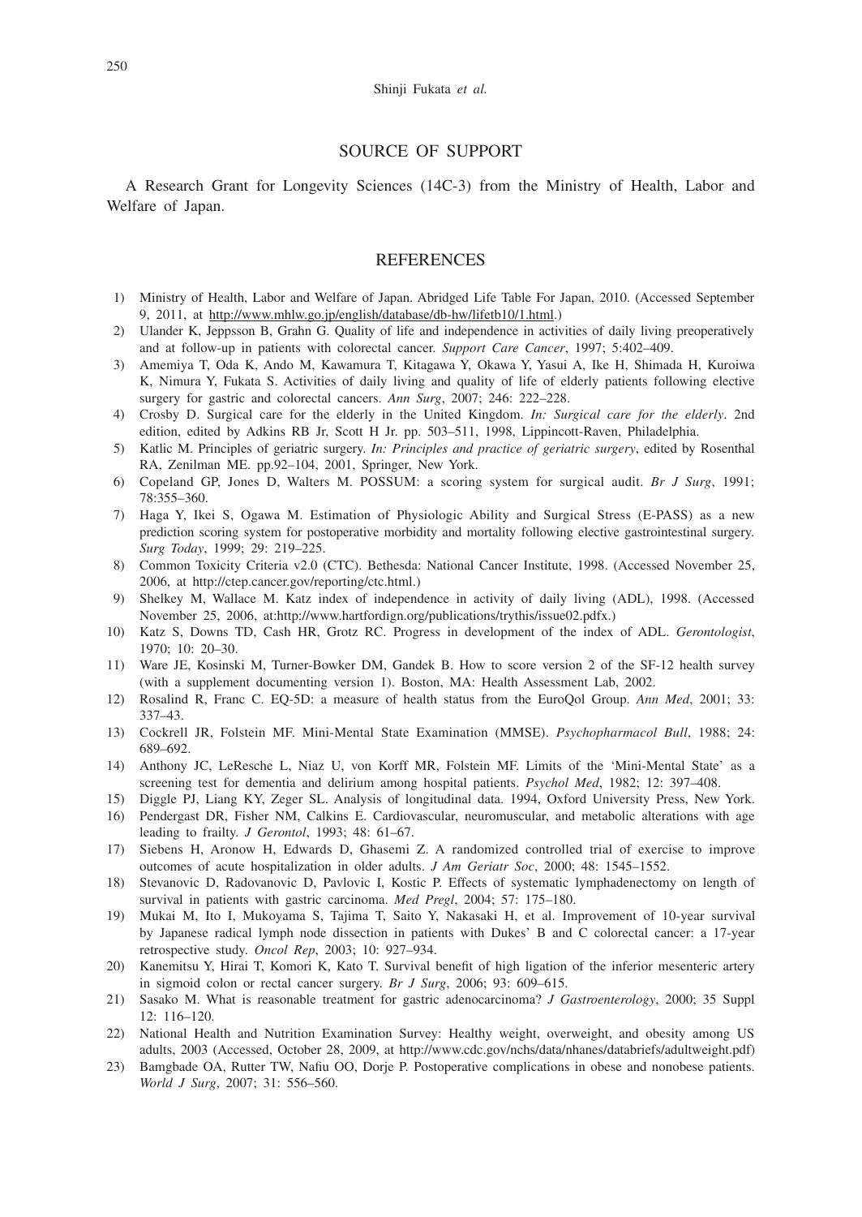## SOURCE OF SUPPORT

A Research Grant for Longevity Sciences (14C-3) from the Ministry of Health, Labor and Welfare of Japan.

## REFERENCES

1) Ministry of Health, Labor and Welfare of Japan. Abridged Life Table For Japan, 2010. (Accessed September 9, 2011, at http://www.mhlw.go.jp/english/database/db-hw/lifetb10/1.html.)
2) Ulander K, Jeppsson B, Grahn G. Quality of life and independence in activities of daily living preoperatively and at follow-up in patients with colorectal cancer. *Support Care Cancer*, 1997; 5:402–409.
3) Amemiya T, Oda K, Ando M, Kawamura T, Kitagawa Y, Okawa Y, Yasui A, Ike H, Shimada H, Kuroiwa K, Nimura Y, Fukata S. Activities of daily living and quality of life of elderly patients following elective surgery for gastric and colorectal cancers. *Ann Surg*, 2007; 246: 222–228.
4) Crosby D. Surgical care for the elderly in the United Kingdom. *In: Surgical care for the elderly*. 2nd edition, edited by Adkins RB Jr, Scott H Jr. pp. 503–511, 1998, Lippincott-Raven, Philadelphia.
5) Katlic M. Principles of geriatric surgery. *In: Principles and practice of geriatric surgery*, edited by Rosenthal RA, Zenilman ME. pp.92–104, 2001, Springer, New York.
6) Copeland GP, Jones D, Walters M. POSSUM: a scoring system for surgical audit. *Br J Surg*, 1991; 78:355–360.
7) Haga Y, Ikei S, Ogawa M. Estimation of Physiologic Ability and Surgical Stress (E-PASS) as a new prediction scoring system for postoperative morbidity and mortality following elective gastrointestinal surgery. *Surg Today*, 1999; 29: 219–225.
8) Common Toxicity Criteria v2.0 (CTC). Bethesda: National Cancer Institute, 1998. (Accessed November 25, 2006, at http://ctep.cancer.gov/reporting/ctc.html.)
9) Shelkey M, Wallace M. Katz index of independence in activity of daily living (ADL), 1998. (Accessed November 25, 2006, at:http://www.hartfordign.org/publications/trythis/issue02.pdfx.)
10) Katz S, Downs TD, Cash HR, Grotz RC. Progress in development of the index of ADL. *Gerontologist*, 1970; 10: 20–30.
11) Ware JE, Kosinski M, Turner-Bowker DM, Gandek B. How to score version 2 of the SF-12 health survey (with a supplement documenting version 1). Boston, MA: Health Assessment Lab, 2002.
12) Rosalind R, Franc C. EQ-5D: a measure of health status from the EuroQol Group. *Ann Med*, 2001; 33: 337–43.
13) Cockrell JR, Folstein MF. Mini-Mental State Examination (MMSE). *Psychopharmacol Bull*, 1988; 24: 689–692.
14) Anthony JC, LeResche L, Niaz U, von Korff MR, Folstein MF. Limits of the 'Mini-Mental State' as a screening test for dementia and delirium among hospital patients. *Psychol Med*, 1982; 12: 397–408.
15) Diggle PJ, Liang KY, Zeger SL. Analysis of longitudinal data. 1994, Oxford University Press, New York.
16) Pendergast DR, Fisher NM, Calkins E. Cardiovascular, neuromuscular, and metabolic alterations with age leading to frailty. *J Gerontol*, 1993; 48: 61–67.
17) Siebens H, Aronow H, Edwards D, Ghasemi Z. A randomized controlled trial of exercise to improve outcomes of acute hospitalization in older adults. *J Am Geriatr Soc*, 2000; 48: 1545–1552.
18) Stevanovic D, Radovanovic D, Pavlovic I, Kostic P. Effects of systematic lymphadenectomy on length of survival in patients with gastric carcinoma. *Med Pregl*, 2004; 57: 175–180.
19) Mukai M, Ito I, Mukoyama S, Tajima T, Saito Y, Nakasaki H, et al. Improvement of 10-year survival by Japanese radical lymph node dissection in patients with Dukes' B and C colorectal cancer: a 17-year retrospective study. *Oncol Rep*, 2003; 10: 927–934.
20) Kanemitsu Y, Hirai T, Komori K, Kato T. Survival benefit of high ligation of the inferior mesenteric artery in sigmoid colon or rectal cancer surgery. *Br J Surg*, 2006; 93: 609–615.
21) Sasako M. What is reasonable treatment for gastric adenocarcinoma? *J Gastroenterology*, 2000; 35 Suppl 12: 116–120.
22) National Health and Nutrition Examination Survey: Healthy weight, overweight, and obesity among US adults, 2003 (Accessed, October 28, 2009, at http://www.cdc.gov/nchs/data/nhanes/databriefs/adultweight.pdf)
23) Bamgbade OA, Rutter TW, Nafiu OO, Dorje P. Postoperative complications in obese and nonobese patients. *World J Surg*, 2007; 31: 556–560.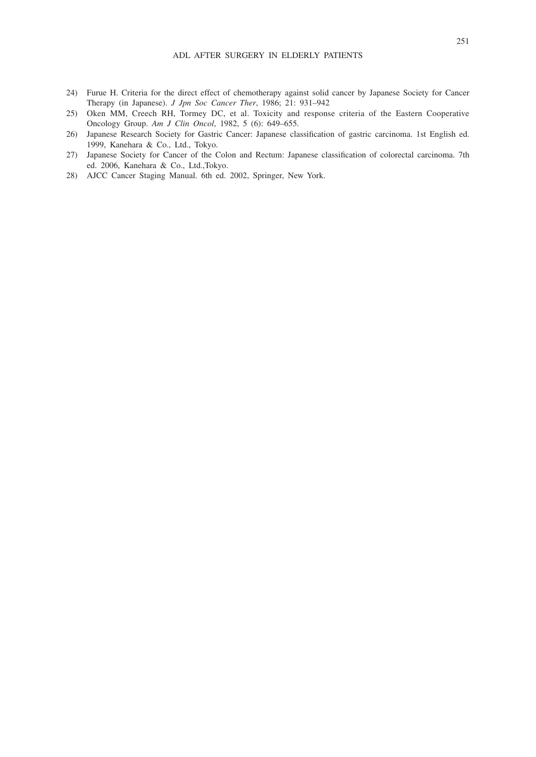24) Furue H. Criteria for the direct effect of chemotherapy against solid cancer by Japanese Society for Cancer Therapy (in Japanese). *J Jpn Soc Cancer Ther*, 1986; 21: 931–942
25) Oken MM, Creech RH, Tormey DC, et al. Toxicity and response criteria of the Eastern Cooperative Oncology Group. *Am J Clin Oncol*, 1982, 5 (6): 649–655.
26) Japanese Research Society for Gastric Cancer: Japanese classification of gastric carcinoma. 1st English ed. 1999, Kanehara & Co., Ltd., Tokyo.
27) Japanese Society for Cancer of the Colon and Rectum: Japanese classification of colorectal carcinoma. 7th ed. 2006, Kanehara & Co., Ltd.,Tokyo.
28) AJCC Cancer Staging Manual. 6th ed. 2002, Springer, New York.